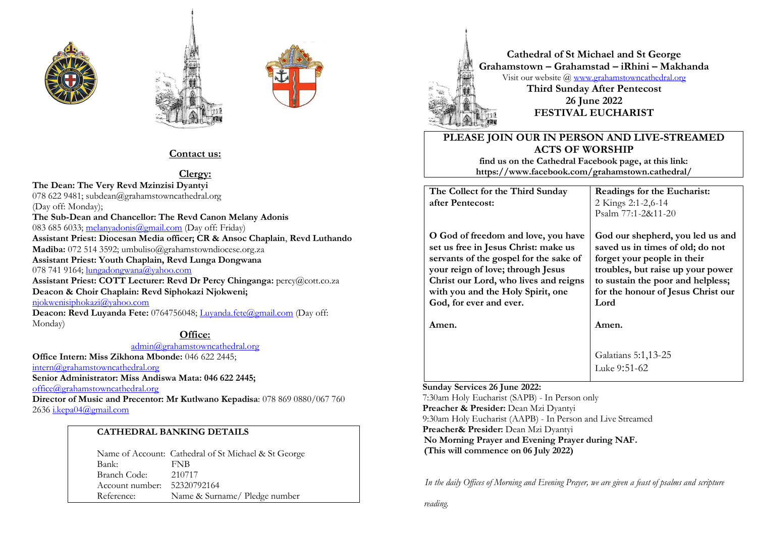## Contact us:

### Clergy:

**The Dean: The Very Revd Mzinzisi Dyantyi**
078 622 9481; subdean@grahamstowncathedral.org
(Day off: Monday);
**The Sub-Dean and Chancellor: The Revd Canon Melany Adonis**
083 685 6033; melanyadonis@gmail.com (Day off: Friday)
**Assistant Priest: Diocesan Media officer; CR & Ansoc Chaplain, Revd Luthando Madiba:** 072 514 3592; umbuliso@grahamstowndiocese.org.za
**Assistant Priest: Youth Chaplain, Revd Lunga Dongwana**
078 741 9164; lungadongwana@yahoo.com
**Assistant Priest: COTT Lecturer: Revd Dr Percy Chinganga:** percy@cott.co.za
**Deacon & Choir Chaplain: Revd Siphokazi Njokweni;**
njokwenisiphokazi@yahoo.com
**Deacon: Revd Luyanda Fete:** 0764756048; Luyanda.fete@gmail.com (Day off: Monday)

### Office:

admin@grahamstowncathedral.org
**Office Intern: Miss Zikhona Mbonde:** 046 622 2445;
intern@grahamstowncathedral.org
**Senior Administrator: Miss Andiswa Mata: 046 622 2445;**
office@grahamstowncathedral.org
**Director of Music and Precentor: Mr Kutlwano Kepadisa**: 078 869 0880/067 760 2636 i.kepa04@gmail.com

**CATHEDRAL BANKING DETAILS**

| | |
|---|---|
| Name of Account: | Cathedral of St Michael & St George |
| Bank: | FNB |
| Branch Code: | 210717 |
| Account number: | 52320792164 |
| Reference: | Name & Surname/ Pledge number |

# Cathedral of St Michael and St George
## Grahamstown – Grahamstad – iRhini – Makhanda

Visit our website @ www.grahamstowncathedral.org

**Third Sunday After Pentecost**
**26 June 2022**
**FESTIVAL EUCHARIST**

**PLEASE JOIN OUR IN PERSON AND LIVE-STREAMED ACTS OF WORSHIP**
**find us on the Cathedral Facebook page, at this link:**
**https://www.facebook.com/grahamstown.cathedral/**

| **The Collect for the Third Sunday after Pentecost:** | **Readings for the Eucharist:** 2 Kings 2:1-2,6-14 Psalm 77:1-2&11-20 |
|---|---|
| **O God of freedom and love, you have set us free in Jesus Christ: make us servants of the gospel for the sake of your reign of love; through Jesus Christ our Lord, who lives and reigns with you and the Holy Spirit, one God, for ever and ever.** | **God our shepherd, you led us and saved us in times of old; do not forget your people in their troubles, but raise up your power to sustain the poor and helpless; for the honour of Jesus Christ our Lord** |
| **Amen.** | **Amen.** |
| | Galatians 5:1,13-25 Luke 9:51-62 |

**Sunday Services 26 June 2022:**
7:30am Holy Eucharist (SAPB) - In Person only
**Preacher & Presider:** Dean Mzi Dyantyi
9:30am Holy Eucharist (AAPB) - In Person and Live Streamed
**Preacher& Presider:** Dean Mzi Dyantyi
**No Morning Prayer and Evening Prayer during NAF.**
**(This will commence on 06 July 2022)**

*In the daily Offices of Morning and Evening Prayer, we are given a feast of psalms and scripture reading.*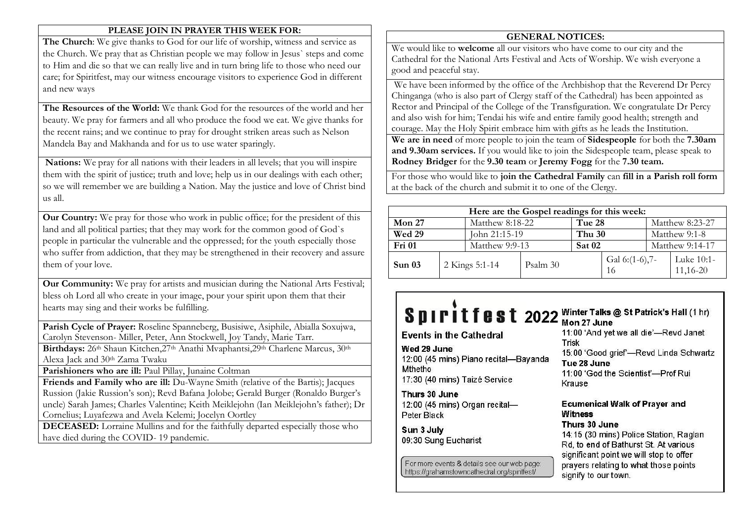## PLEASE JOIN IN PRAYER THIS WEEK FOR:

**The Church**: We give thanks to God for our life of worship, witness and service as the Church. We pray that as Christian people we may follow in Jesus` steps and come to Him and die so that we can really live and in turn bring life to those who need our care; for Spiritfest, may our witness encourage visitors to experience God in different and new ways

**The Resources of the World:** We thank God for the resources of the world and her beauty. We pray for farmers and all who produce the food we eat. We give thanks for the recent rains; and we continue to pray for drought striken areas such as Nelson Mandela Bay and Makhanda and for us to use water sparingly.

**Nations:** We pray for all nations with their leaders in all levels; that you will inspire them with the spirit of justice; truth and love; help us in our dealings with each other; so we will remember we are building a Nation. May the justice and love of Christ bind us all.

**Our Country:** We pray for those who work in public office; for the president of this land and all political parties; that they may work for the common good of God`s people in particular the vulnerable and the oppressed; for the youth especially those who suffer from addiction, that they may be strengthened in their recovery and assure them of your love.

**Our Community:** We pray for artists and musician during the National Arts Festival; bless oh Lord all who create in your image, pour your spirit upon them that their hearts may sing and their works be fulfilling.

**Parish Cycle of Prayer:** Roseline Spanneberg, Busisiwe, Asiphile, Abialla Soxujwa, Carolyn Stevenson- Miller, Peter, Ann Stockwell, Joy Tandy, Marie Tarr.

**Birthdays:** 26th Shaun Kitchen,27th Anathi Mvaphantsi,29th Charlene Marcus, 30th Alexa Jack and 30th Zama Twaku

**Parishioners who are ill:** Paul Pillay, Junaine Coltman

**Friends and Family who are ill:** Du-Wayne Smith (relative of the Bartis); Jacques Russion (Jakie Russion's son); Revd Bafana Jolobe; Gerald Burger (Ronaldo Burger's uncle) Sarah James; Charles Valentine; Keith Meiklejohn (Ian Meiklejohn's father); Dr Cornelius; Luyafezwa and Avela Kelemi; Jocelyn Oortley

**DECEASED:** Lorraine Mullins and for the faithfully departed especially those who have died during the COVID- 19 pandemic.

## GENERAL NOTICES:

We would like to **welcome** all our visitors who have come to our city and the Cathedral for the National Arts Festival and Acts of Worship. We wish everyone a good and peaceful stay.

We have been informed by the office of the Archbishop that the Reverend Dr Percy Chinganga (who is also part of Clergy staff of the Cathedral) has been appointed as Rector and Principal of the College of the Transfiguration. We congratulate Dr Percy and also wish for him; Tendai his wife and entire family good health; strength and courage. May the Holy Spirit embrace him with gifts as he leads the Institution.

**We are in need** of more people to join the team of **Sidespeople** for both the **7.30am and 9.30am services.** If you would like to join the Sidespeople team, please speak to **Rodney Bridger** for the **9.30 team** or **Jeremy Fogg** for the **7.30 team.**

For those who would like to **join the Cathedral Family** can **fill in a Parish roll form** at the back of the church and submit it to one of the Clergy.

**Here are the Gospel readings for this week:**

| | | | |
|---|---|---|---|
| **Mon 27** | Matthew 8:18-22 | **Tue 28** | Matthew 8:23-27 |
| **Wed 29** | John 21:15-19 | **Thu 30** | Matthew 9:1-8 |
| **Fri 01** | Matthew 9:9-13 | **Sat 02** | Matthew 9:14-17 |
| **Sun 03** | 2 Kings 5:1-14; Psalm 30 | Gal 6:(1-6),7-16 | Luke 10:1-11,16-20 |

## Spiritfest 2022

### Events in the Cathedral

**Wed 29 June**
12:00 (45 mins) Piano recital—Bayanda Mthetho
17:30 (40 mins) Taizé Service

**Thurs 30 June**
12:00 (45 mins) Organ recital—Peter Black

**Sun 3 July**
09:30 Sung Eucharist

For more events & details see our web page: https://grahamstowncathedral.org/spiritfest/

### Winter Talks @ St Patrick's Hall (1 hr)

**Mon 27 June**
11:00 'And yet we all die'—Revd Janet Trisk
15:00 'Good grief'—Revd Linda Schwartz

**Tue 28 June**
11:00 'God the Scientist'—Prof Rui Krause

### Ecumenical Walk of Prayer and Witness

**Thurs 30 June**
14:15 (30 mins) Police Station, Raglan Rd, to end of Bathurst St. At various significant point we will stop to offer prayers relating to what those points signify to our town.